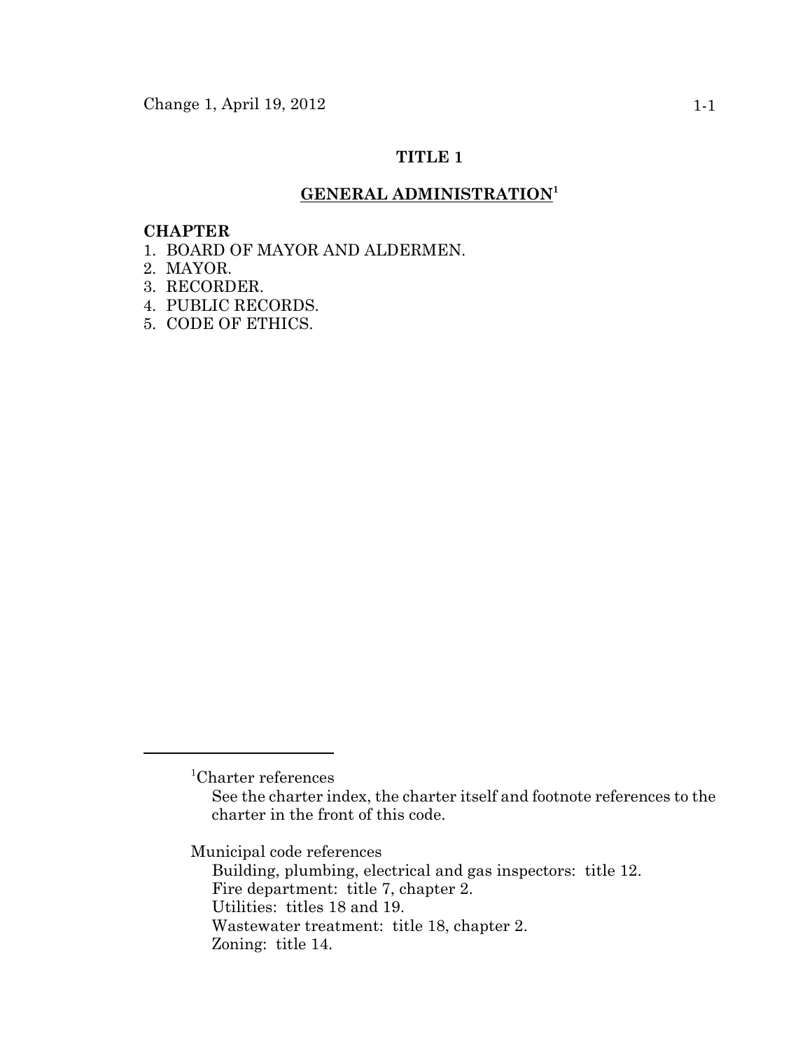# TITLE 1

## GENERAL ADMINISTRATION[1]

**CHAPTER**

1. BOARD OF MAYOR AND ALDERMEN.
2. MAYOR.
3. RECORDER.
4. PUBLIC RECORDS.
5. CODE OF ETHICS.

---

[1]Charter references

See the charter index, the charter itself and footnote references to the charter in the front of this code.

Municipal code references

Building, plumbing, electrical and gas inspectors: title 12.
Fire department: title 7, chapter 2.
Utilities: titles 18 and 19.
Wastewater treatment: title 18, chapter 2.
Zoning: title 14.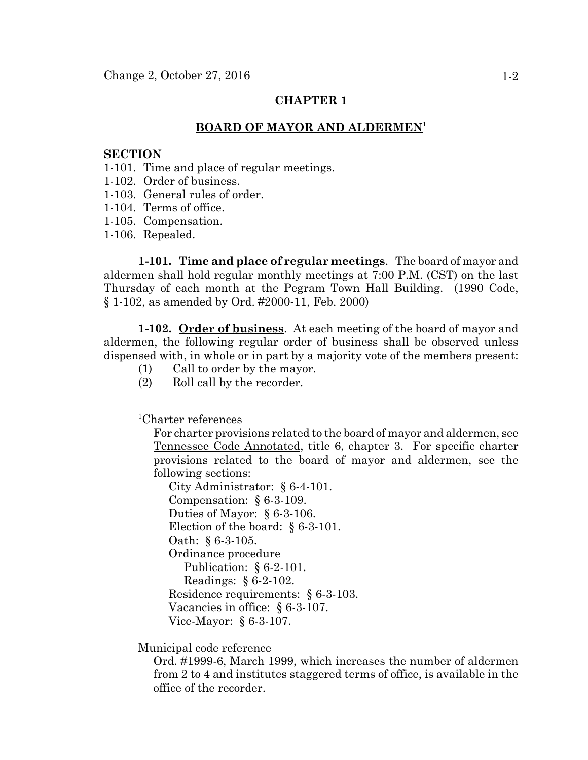## CHAPTER 1

## BOARD OF MAYOR AND ALDERMEN[1]

**SECTION**

1-101. Time and place of regular meetings.
1-102. Order of business.
1-103. General rules of order.
1-104. Terms of office.
1-105. Compensation.
1-106. Repealed.

**1-101. Time and place of regular meetings**. The board of mayor and aldermen shall hold regular monthly meetings at 7:00 P.M. (CST) on the last Thursday of each month at the Pegram Town Hall Building. (1990 Code, § 1-102, as amended by Ord. #2000-11, Feb. 2000)

**1-102. Order of business**. At each meeting of the board of mayor and aldermen, the following regular order of business shall be observed unless dispensed with, in whole or in part by a majority vote of the members present:

(1) Call to order by the mayor.

(2) Roll call by the recorder.

---

[1]Charter references

For charter provisions related to the board of mayor and aldermen, see Tennessee Code Annotated, title 6, chapter 3. For specific charter provisions related to the board of mayor and aldermen, see the following sections:

City Administrator: § 6-4-101.
Compensation: § 6-3-109.
Duties of Mayor: § 6-3-106.
Election of the board: § 6-3-101.
Oath: § 6-3-105.
Ordinance procedure
  Publication: § 6-2-101.
  Readings: § 6-2-102.
Residence requirements: § 6-3-103.
Vacancies in office: § 6-3-107.
Vice-Mayor: § 6-3-107.

Municipal code reference

Ord. #1999-6, March 1999, which increases the number of aldermen from 2 to 4 and institutes staggered terms of office, is available in the office of the recorder.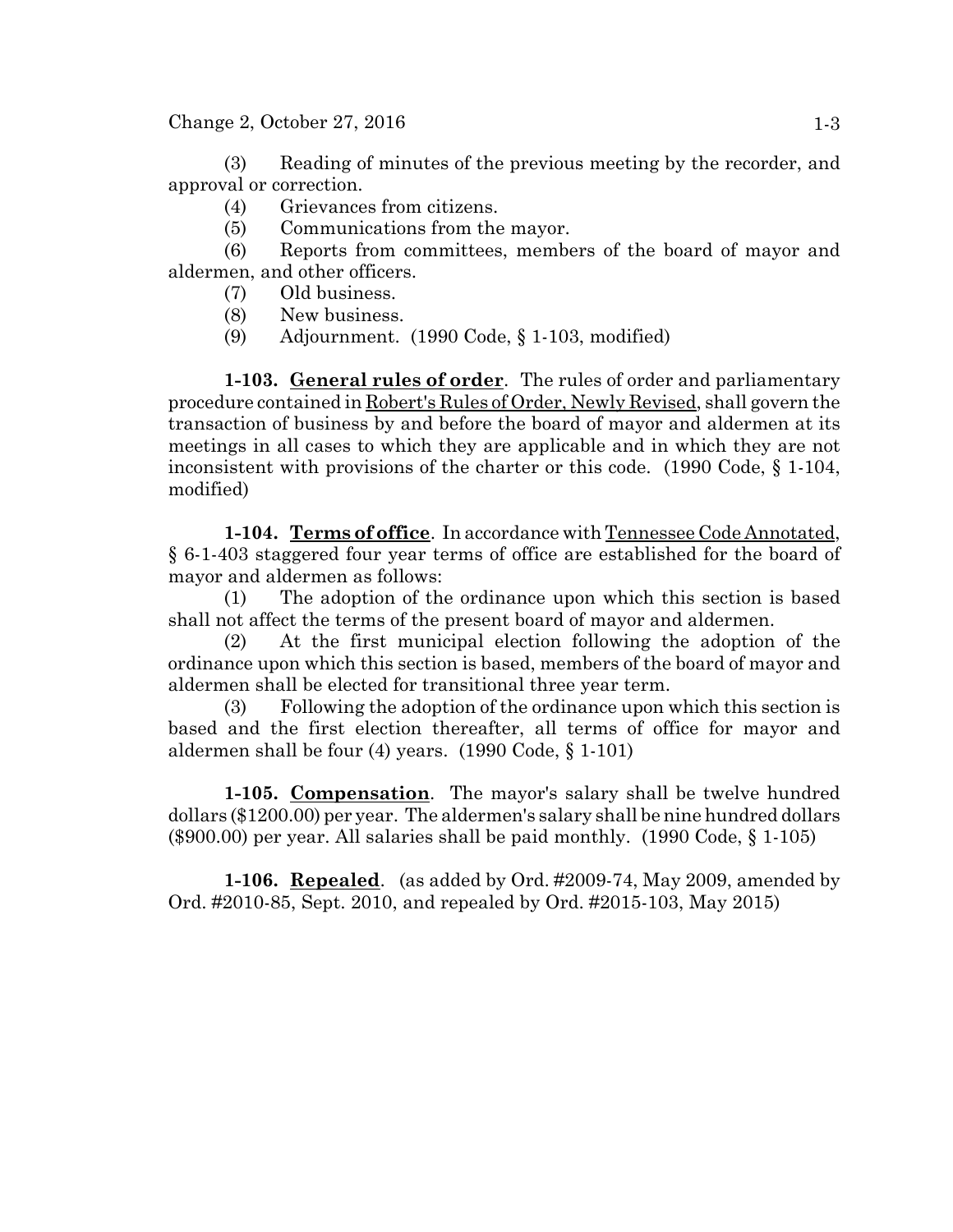(3) Reading of minutes of the previous meeting by the recorder, and approval or correction.

(4) Grievances from citizens.

(5) Communications from the mayor.

(6) Reports from committees, members of the board of mayor and aldermen, and other officers.

(7) Old business.

(8) New business.

(9) Adjournment. (1990 Code, § 1-103, modified)

**1-103. General rules of order**. The rules of order and parliamentary procedure contained in Robert's Rules of Order, Newly Revised, shall govern the transaction of business by and before the board of mayor and aldermen at its meetings in all cases to which they are applicable and in which they are not inconsistent with provisions of the charter or this code. (1990 Code, § 1-104, modified)

**1-104. Terms of office**. In accordance with Tennessee Code Annotated, § 6-1-403 staggered four year terms of office are established for the board of mayor and aldermen as follows:

(1) The adoption of the ordinance upon which this section is based shall not affect the terms of the present board of mayor and aldermen.

(2) At the first municipal election following the adoption of the ordinance upon which this section is based, members of the board of mayor and aldermen shall be elected for transitional three year term.

(3) Following the adoption of the ordinance upon which this section is based and the first election thereafter, all terms of office for mayor and aldermen shall be four (4) years. (1990 Code, § 1-101)

**1-105. Compensation**. The mayor's salary shall be twelve hundred dollars ($1200.00) per year. The aldermen's salary shall be nine hundred dollars ($900.00) per year. All salaries shall be paid monthly. (1990 Code, § 1-105)

**1-106. Repealed**. (as added by Ord. #2009-74, May 2009, amended by Ord. #2010-85, Sept. 2010, and repealed by Ord. #2015-103, May 2015)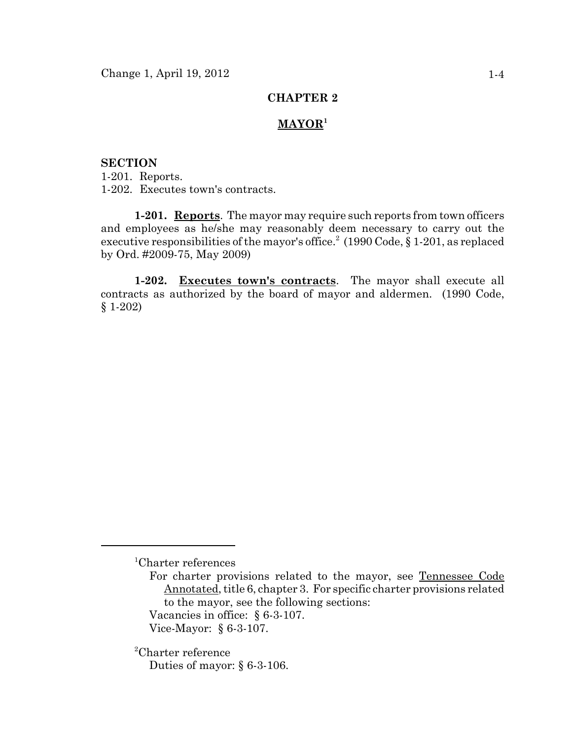# CHAPTER 2

## MAYOR[1]

**SECTION**

1-201. Reports.
1-202. Executes town's contracts.

**1-201. Reports**. The mayor may require such reports from town officers and employees as he/she may reasonably deem necessary to carry out the executive responsibilities of the mayor's office.[2] (1990 Code, § 1-201, as replaced by Ord. #2009-75, May 2009)

**1-202. Executes town's contracts**. The mayor shall execute all contracts as authorized by the board of mayor and aldermen. (1990 Code, § 1-202)

---

[1]Charter references

For charter provisions related to the mayor, see Tennessee Code Annotated, title 6, chapter 3. For specific charter provisions related to the mayor, see the following sections:

Vacancies in office: § 6-3-107.

Vice-Mayor: § 6-3-107.

[2]Charter reference

Duties of mayor: § 6-3-106.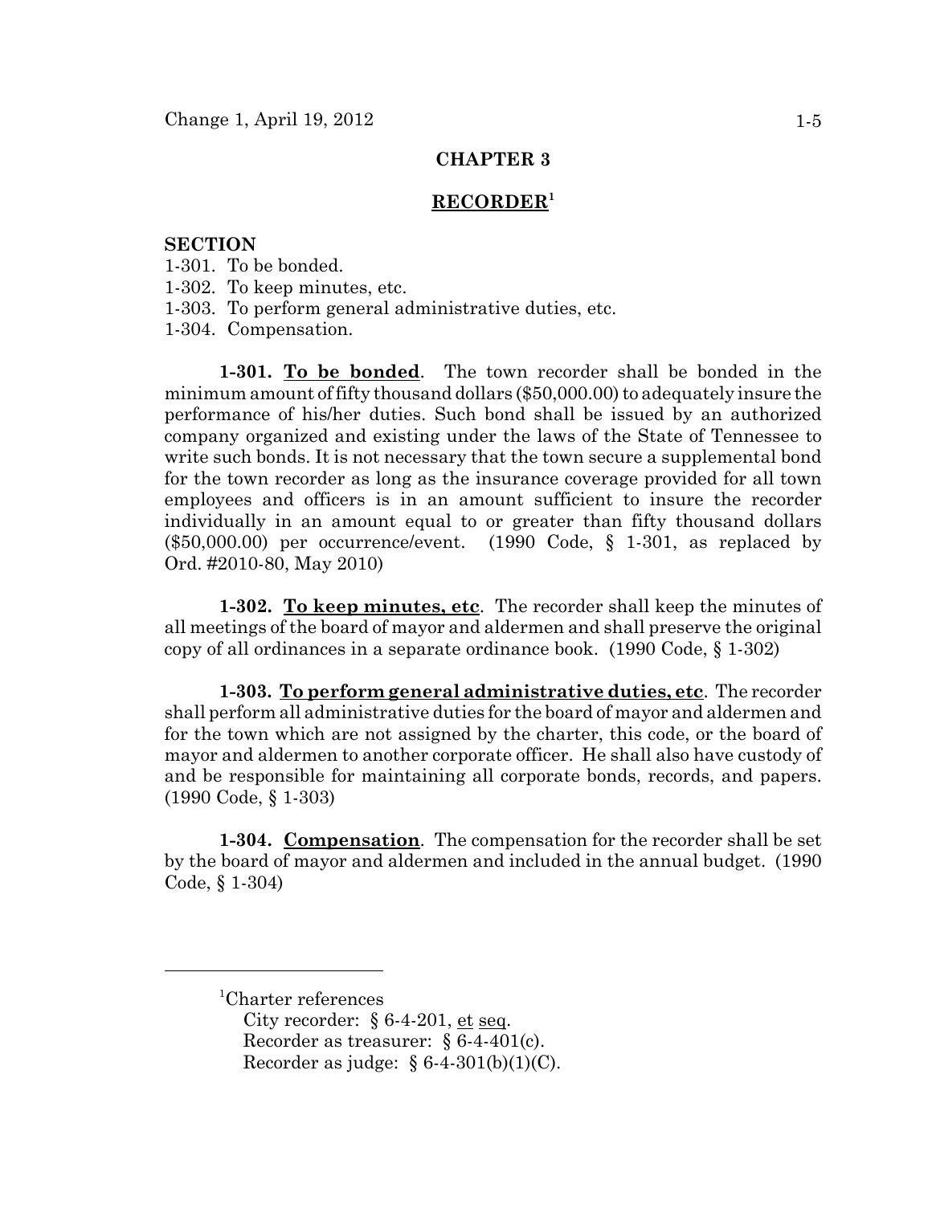# CHAPTER 3

## RECORDER[1]

**SECTION**

1-301. To be bonded.
1-302. To keep minutes, etc.
1-303. To perform general administrative duties, etc.
1-304. Compensation.

**1-301. To be bonded**. The town recorder shall be bonded in the minimum amount of fifty thousand dollars ($50,000.00) to adequately insure the performance of his/her duties. Such bond shall be issued by an authorized company organized and existing under the laws of the State of Tennessee to write such bonds. It is not necessary that the town secure a supplemental bond for the town recorder as long as the insurance coverage provided for all town employees and officers is in an amount sufficient to insure the recorder individually in an amount equal to or greater than fifty thousand dollars ($50,000.00) per occurrence/event. (1990 Code, § 1-301, as replaced by Ord. #2010-80, May 2010)

**1-302. To keep minutes, etc**. The recorder shall keep the minutes of all meetings of the board of mayor and aldermen and shall preserve the original copy of all ordinances in a separate ordinance book. (1990 Code, § 1-302)

**1-303. To perform general administrative duties, etc**. The recorder shall perform all administrative duties for the board of mayor and aldermen and for the town which are not assigned by the charter, this code, or the board of mayor and aldermen to another corporate officer. He shall also have custody of and be responsible for maintaining all corporate bonds, records, and papers. (1990 Code, § 1-303)

**1-304. Compensation**. The compensation for the recorder shall be set by the board of mayor and aldermen and included in the annual budget. (1990 Code, § 1-304)

---

[1]Charter references
City recorder: § 6-4-201, et seq.
Recorder as treasurer: § 6-4-401(c).
Recorder as judge: § 6-4-301(b)(1)(C).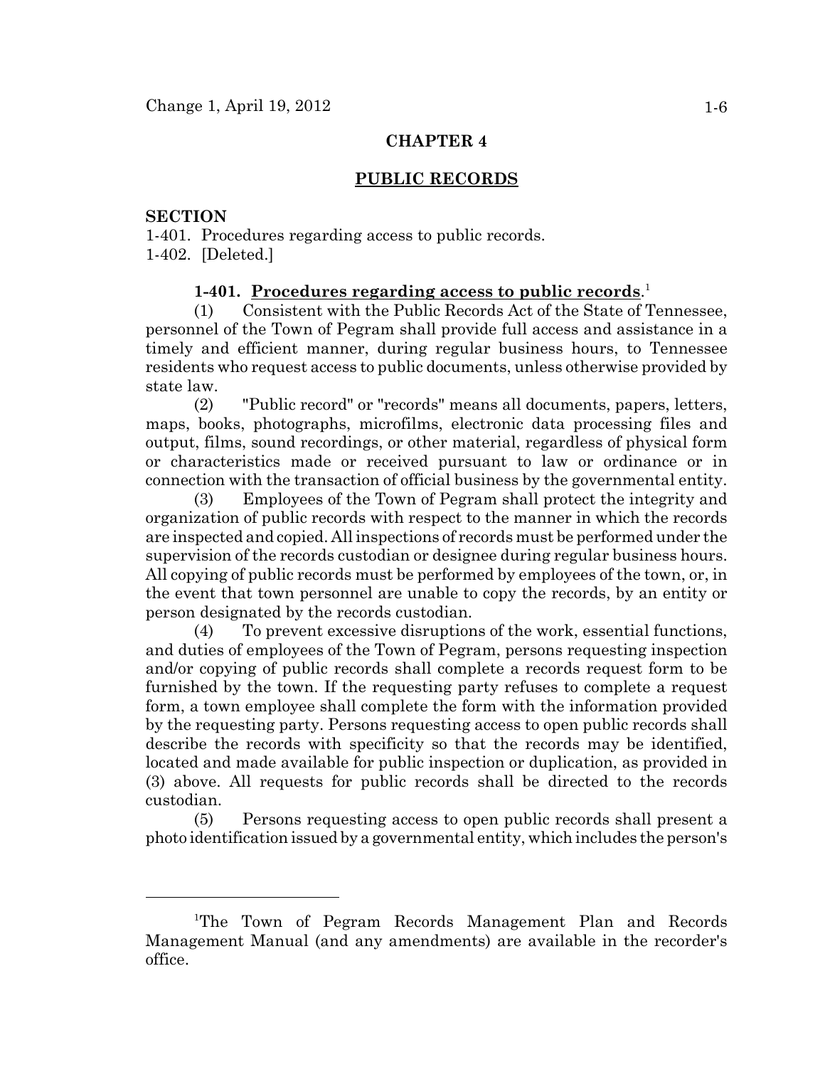## CHAPTER 4

## PUBLIC RECORDS

**SECTION**

1-401. Procedures regarding access to public records.
1-402. [Deleted.]

**1-401. Procedures regarding access to public records**.[1]

(1) Consistent with the Public Records Act of the State of Tennessee, personnel of the Town of Pegram shall provide full access and assistance in a timely and efficient manner, during regular business hours, to Tennessee residents who request access to public documents, unless otherwise provided by state law.

(2) "Public record" or "records" means all documents, papers, letters, maps, books, photographs, microfilms, electronic data processing files and output, films, sound recordings, or other material, regardless of physical form or characteristics made or received pursuant to law or ordinance or in connection with the transaction of official business by the governmental entity.

(3) Employees of the Town of Pegram shall protect the integrity and organization of public records with respect to the manner in which the records are inspected and copied. All inspections of records must be performed under the supervision of the records custodian or designee during regular business hours. All copying of public records must be performed by employees of the town, or, in the event that town personnel are unable to copy the records, by an entity or person designated by the records custodian.

(4) To prevent excessive disruptions of the work, essential functions, and duties of employees of the Town of Pegram, persons requesting inspection and/or copying of public records shall complete a records request form to be furnished by the town. If the requesting party refuses to complete a request form, a town employee shall complete the form with the information provided by the requesting party. Persons requesting access to open public records shall describe the records with specificity so that the records may be identified, located and made available for public inspection or duplication, as provided in (3) above. All requests for public records shall be directed to the records custodian.

(5) Persons requesting access to open public records shall present a photo identification issued by a governmental entity, which includes the person's

---

[1]The Town of Pegram Records Management Plan and Records Management Manual (and any amendments) are available in the recorder's office.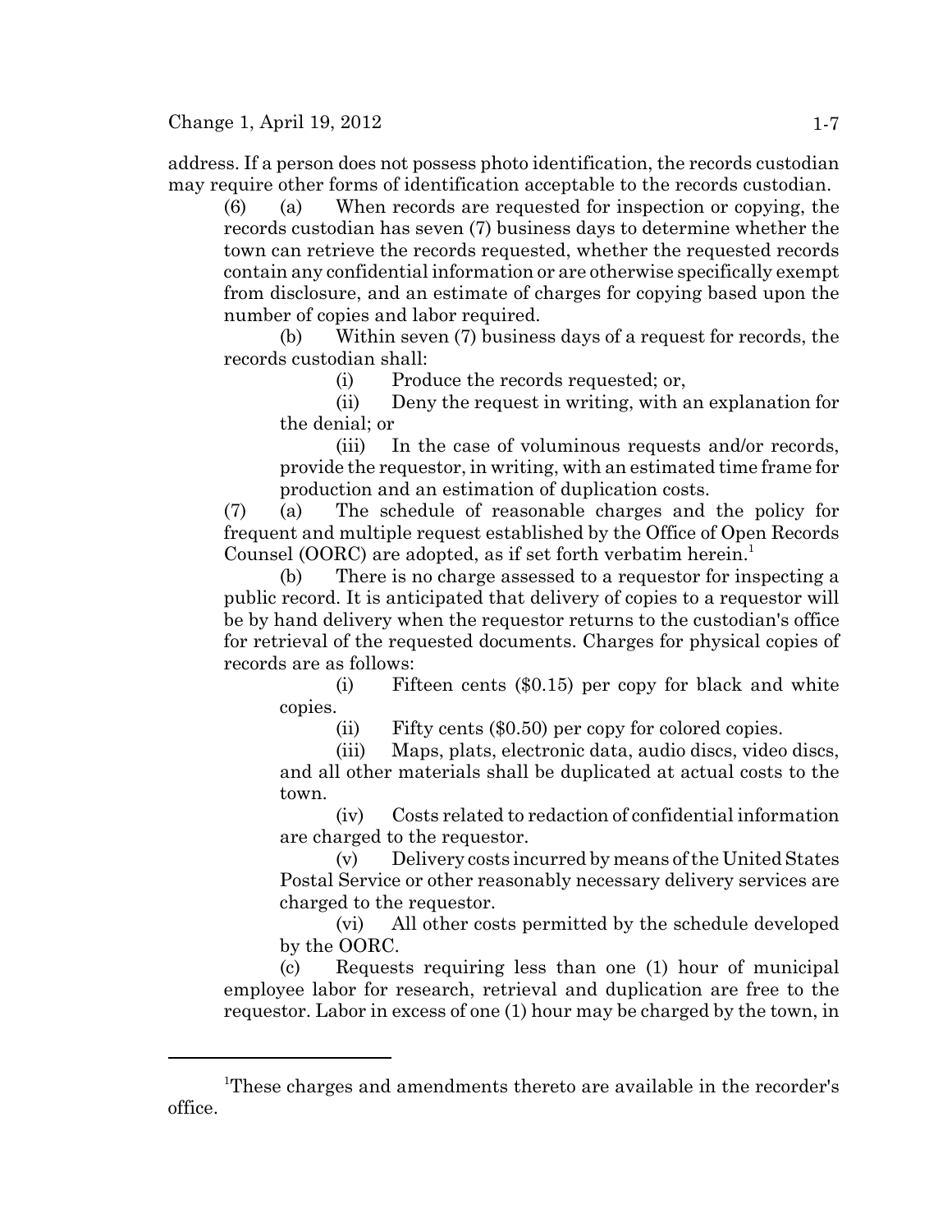address. If a person does not possess photo identification, the records custodian may require other forms of identification acceptable to the records custodian.

(6) (a) When records are requested for inspection or copying, the records custodian has seven (7) business days to determine whether the town can retrieve the records requested, whether the requested records contain any confidential information or are otherwise specifically exempt from disclosure, and an estimate of charges for copying based upon the number of copies and labor required.

(b) Within seven (7) business days of a request for records, the records custodian shall:

(i) Produce the records requested; or,

(ii) Deny the request in writing, with an explanation for the denial; or

(iii) In the case of voluminous requests and/or records, provide the requestor, in writing, with an estimated time frame for production and an estimation of duplication costs.

(7) (a) The schedule of reasonable charges and the policy for frequent and multiple request established by the Office of Open Records Counsel (OORC) are adopted, as if set forth verbatim herein.[1]

(b) There is no charge assessed to a requestor for inspecting a public record. It is anticipated that delivery of copies to a requestor will be by hand delivery when the requestor returns to the custodian's office for retrieval of the requested documents. Charges for physical copies of records are as follows:

(i) Fifteen cents ($0.15) per copy for black and white copies.

(ii) Fifty cents ($0.50) per copy for colored copies.

(iii) Maps, plats, electronic data, audio discs, video discs, and all other materials shall be duplicated at actual costs to the town.

(iv) Costs related to redaction of confidential information are charged to the requestor.

(v) Delivery costs incurred by means of the United States Postal Service or other reasonably necessary delivery services are charged to the requestor.

(vi) All other costs permitted by the schedule developed by the OORC.

(c) Requests requiring less than one (1) hour of municipal employee labor for research, retrieval and duplication are free to the requestor. Labor in excess of one (1) hour may be charged by the town, in

---

[1]These charges and amendments thereto are available in the recorder's office.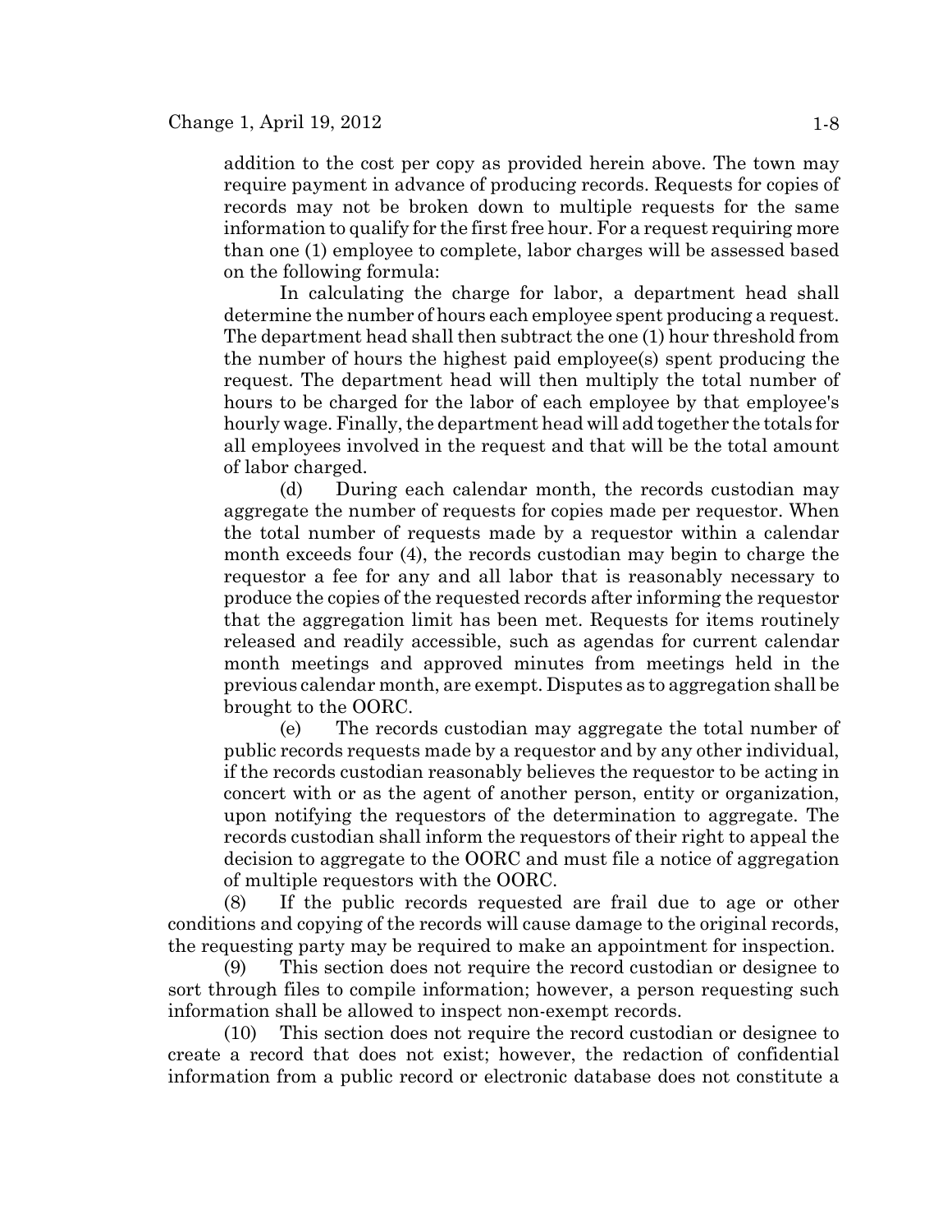addition to the cost per copy as provided herein above. The town may require payment in advance of producing records. Requests for copies of records may not be broken down to multiple requests for the same information to qualify for the first free hour. For a request requiring more than one (1) employee to complete, labor charges will be assessed based on the following formula:

In calculating the charge for labor, a department head shall determine the number of hours each employee spent producing a request. The department head shall then subtract the one (1) hour threshold from the number of hours the highest paid employee(s) spent producing the request. The department head will then multiply the total number of hours to be charged for the labor of each employee by that employee's hourly wage. Finally, the department head will add together the totals for all employees involved in the request and that will be the total amount of labor charged.

(d) During each calendar month, the records custodian may aggregate the number of requests for copies made per requestor. When the total number of requests made by a requestor within a calendar month exceeds four (4), the records custodian may begin to charge the requestor a fee for any and all labor that is reasonably necessary to produce the copies of the requested records after informing the requestor that the aggregation limit has been met. Requests for items routinely released and readily accessible, such as agendas for current calendar month meetings and approved minutes from meetings held in the previous calendar month, are exempt. Disputes as to aggregation shall be brought to the OORC.

(e) The records custodian may aggregate the total number of public records requests made by a requestor and by any other individual, if the records custodian reasonably believes the requestor to be acting in concert with or as the agent of another person, entity or organization, upon notifying the requestors of the determination to aggregate. The records custodian shall inform the requestors of their right to appeal the decision to aggregate to the OORC and must file a notice of aggregation of multiple requestors with the OORC.

(8) If the public records requested are frail due to age or other conditions and copying of the records will cause damage to the original records, the requesting party may be required to make an appointment for inspection.

(9) This section does not require the record custodian or designee to sort through files to compile information; however, a person requesting such information shall be allowed to inspect non-exempt records.

(10) This section does not require the record custodian or designee to create a record that does not exist; however, the redaction of confidential information from a public record or electronic database does not constitute a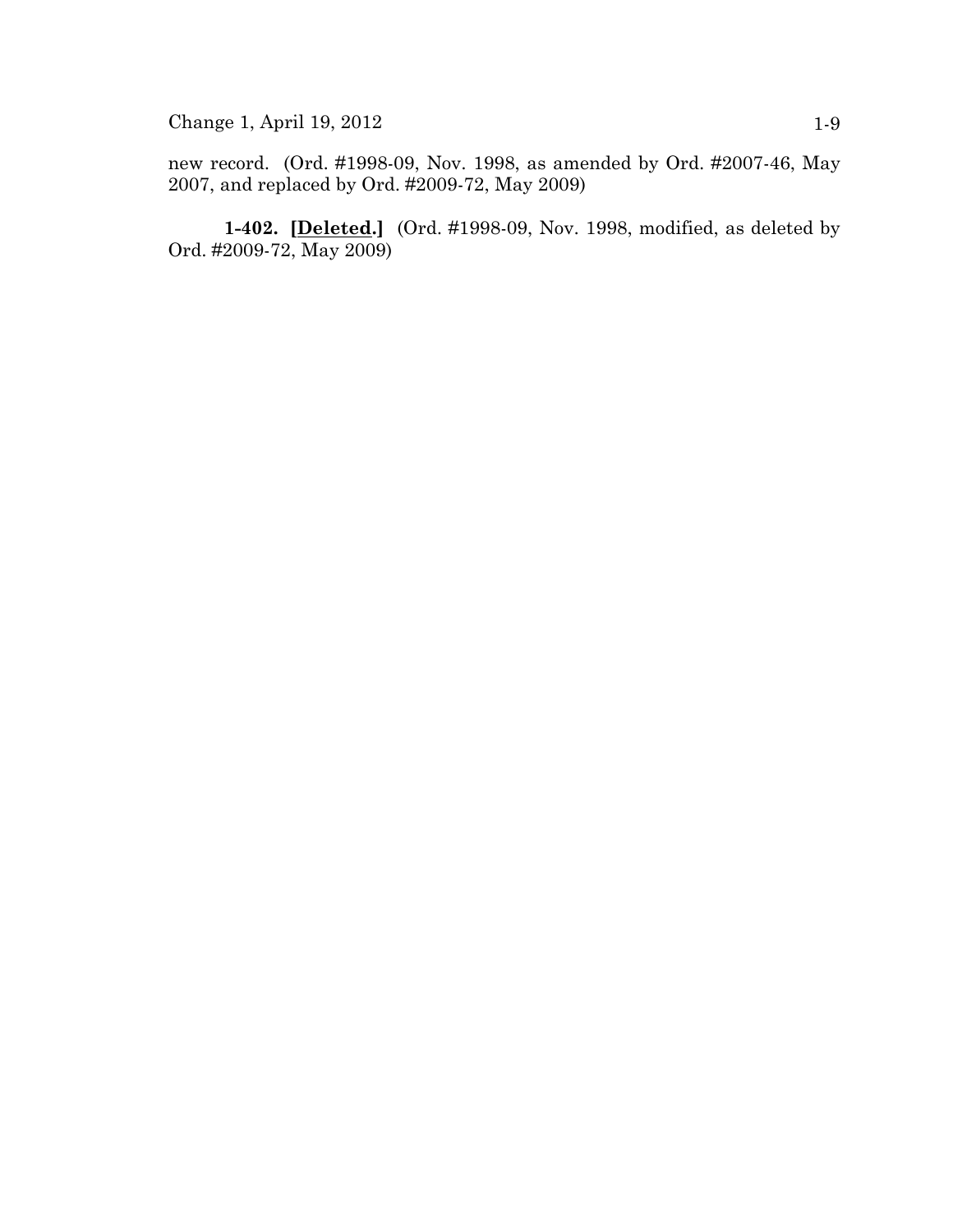new record. (Ord. #1998-09, Nov. 1998, as amended by Ord. #2007-46, May 2007, and replaced by Ord. #2009-72, May 2009)

**1-402. [Deleted.]** (Ord. #1998-09, Nov. 1998, modified, as deleted by Ord. #2009-72, May 2009)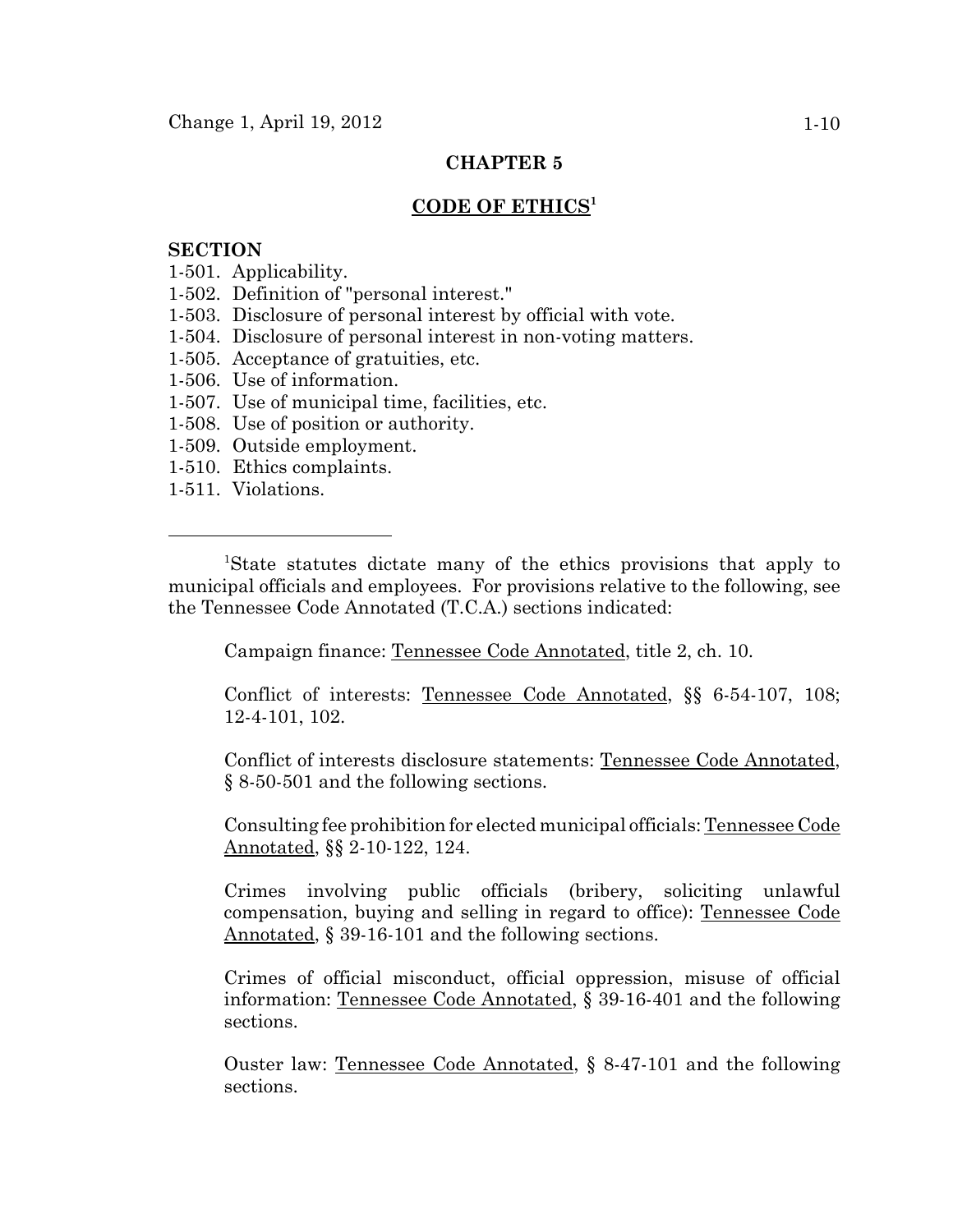## CHAPTER 5

## CODE OF ETHICS[1]

**SECTION**

1-501. Applicability.
1-502. Definition of "personal interest."
1-503. Disclosure of personal interest by official with vote.
1-504. Disclosure of personal interest in non-voting matters.
1-505. Acceptance of gratuities, etc.
1-506. Use of information.
1-507. Use of municipal time, facilities, etc.
1-508. Use of position or authority.
1-509. Outside employment.
1-510. Ethics complaints.
1-511. Violations.

---

[1]State statutes dictate many of the ethics provisions that apply to municipal officials and employees. For provisions relative to the following, see the Tennessee Code Annotated (T.C.A.) sections indicated:

Campaign finance: Tennessee Code Annotated, title 2, ch. 10.

Conflict of interests: Tennessee Code Annotated, §§ 6-54-107, 108; 12-4-101, 102.

Conflict of interests disclosure statements: Tennessee Code Annotated, § 8-50-501 and the following sections.

Consulting fee prohibition for elected municipal officials: Tennessee Code Annotated, §§ 2-10-122, 124.

Crimes involving public officials (bribery, soliciting unlawful compensation, buying and selling in regard to office): Tennessee Code Annotated, § 39-16-101 and the following sections.

Crimes of official misconduct, official oppression, misuse of official information: Tennessee Code Annotated, § 39-16-401 and the following sections.

Ouster law: Tennessee Code Annotated, § 8-47-101 and the following sections.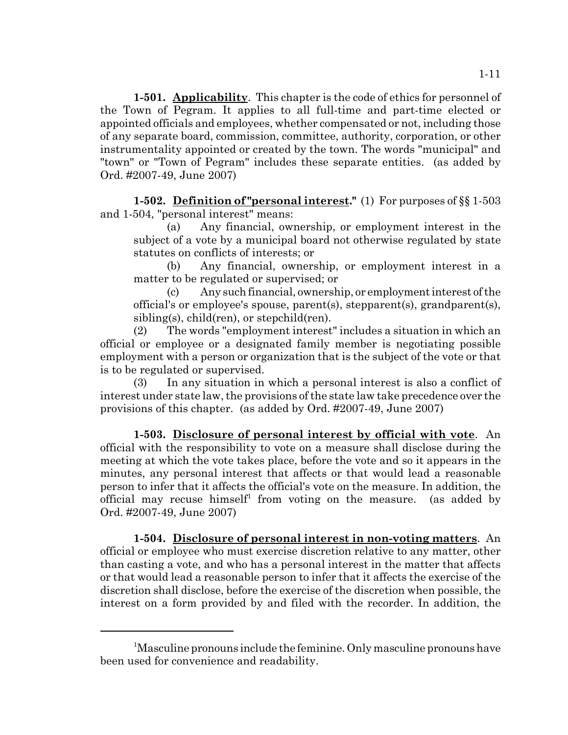**1-501. <u>Applicability</u>**. This chapter is the code of ethics for personnel of the Town of Pegram. It applies to all full-time and part-time elected or appointed officials and employees, whether compensated or not, including those of any separate board, commission, committee, authority, corporation, or other instrumentality appointed or created by the town. The words "municipal" and "town" or "Town of Pegram" includes these separate entities. (as added by Ord. #2007-49, June 2007)

**1-502. <u>Definition of "personal interest."</u>** (1) For purposes of §§ 1-503 and 1-504, "personal interest" means:

(a) Any financial, ownership, or employment interest in the subject of a vote by a municipal board not otherwise regulated by state statutes on conflicts of interests; or

(b) Any financial, ownership, or employment interest in a matter to be regulated or supervised; or

(c) Any such financial, ownership, or employment interest of the official's or employee's spouse, parent(s), stepparent(s), grandparent(s), sibling(s), child(ren), or stepchild(ren).

(2) The words "employment interest" includes a situation in which an official or employee or a designated family member is negotiating possible employment with a person or organization that is the subject of the vote or that is to be regulated or supervised.

(3) In any situation in which a personal interest is also a conflict of interest under state law, the provisions of the state law take precedence over the provisions of this chapter. (as added by Ord. #2007-49, June 2007)

**1-503. <u>Disclosure of personal interest by official with vote</u>**. An official with the responsibility to vote on a measure shall disclose during the meeting at which the vote takes place, before the vote and so it appears in the minutes, any personal interest that affects or that would lead a reasonable person to infer that it affects the official's vote on the measure. In addition, the official may recuse himself[1] from voting on the measure. (as added by Ord. #2007-49, June 2007)

**1-504. <u>Disclosure of personal interest in non-voting matters</u>**. An official or employee who must exercise discretion relative to any matter, other than casting a vote, and who has a personal interest in the matter that affects or that would lead a reasonable person to infer that it affects the exercise of the discretion shall disclose, before the exercise of the discretion when possible, the interest on a form provided by and filed with the recorder. In addition, the

---

[1]Masculine pronouns include the feminine. Only masculine pronouns have been used for convenience and readability.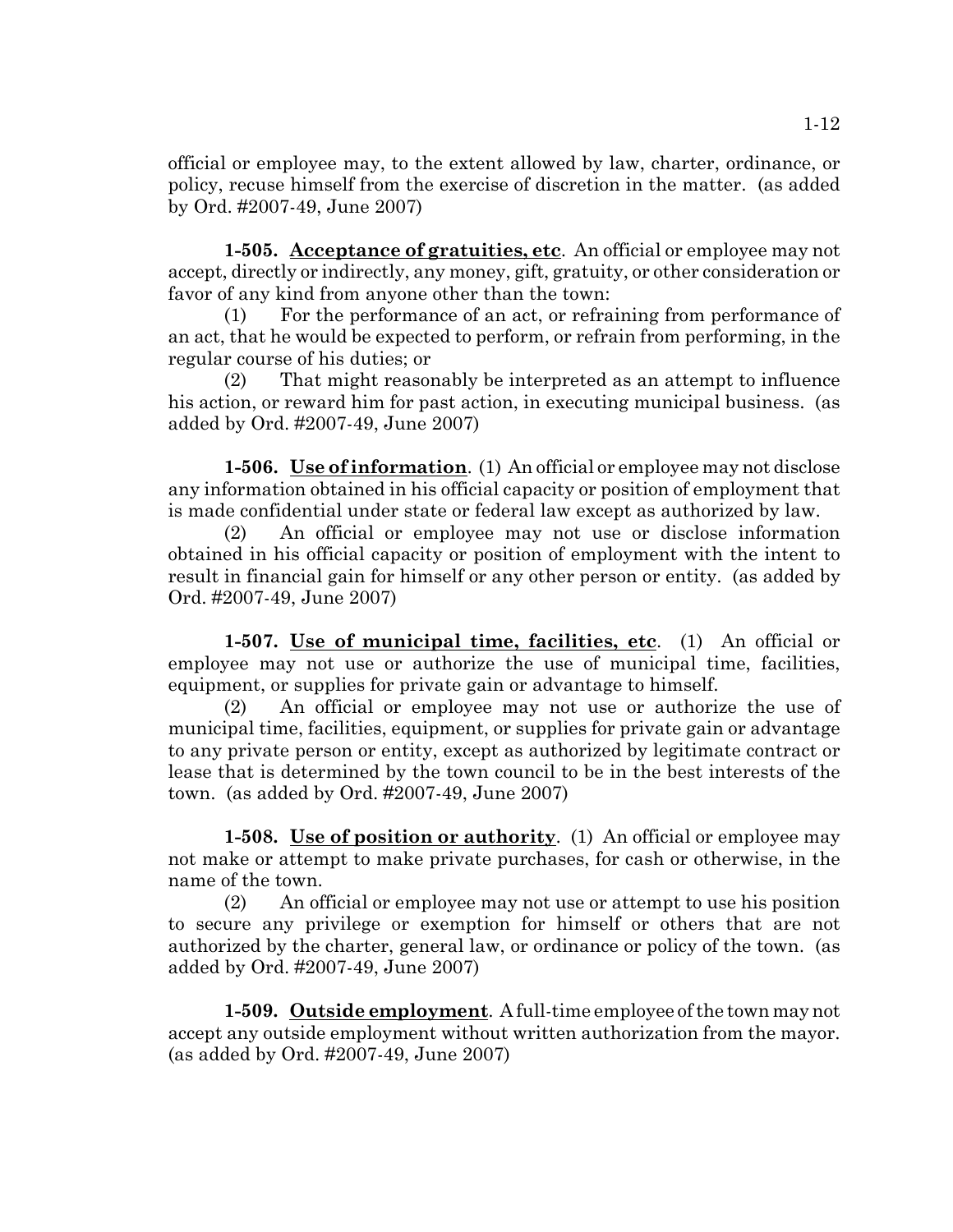official or employee may, to the extent allowed by law, charter, ordinance, or policy, recuse himself from the exercise of discretion in the matter. (as added by Ord. #2007-49, June 2007)

**1-505. Acceptance of gratuities, etc**. An official or employee may not accept, directly or indirectly, any money, gift, gratuity, or other consideration or favor of any kind from anyone other than the town:

(1) For the performance of an act, or refraining from performance of an act, that he would be expected to perform, or refrain from performing, in the regular course of his duties; or

(2) That might reasonably be interpreted as an attempt to influence his action, or reward him for past action, in executing municipal business. (as added by Ord. #2007-49, June 2007)

**1-506. Use of information**. (1) An official or employee may not disclose any information obtained in his official capacity or position of employment that is made confidential under state or federal law except as authorized by law.

(2) An official or employee may not use or disclose information obtained in his official capacity or position of employment with the intent to result in financial gain for himself or any other person or entity. (as added by Ord. #2007-49, June 2007)

**1-507. Use of municipal time, facilities, etc**. (1) An official or employee may not use or authorize the use of municipal time, facilities, equipment, or supplies for private gain or advantage to himself.

(2) An official or employee may not use or authorize the use of municipal time, facilities, equipment, or supplies for private gain or advantage to any private person or entity, except as authorized by legitimate contract or lease that is determined by the town council to be in the best interests of the town. (as added by Ord. #2007-49, June 2007)

**1-508. Use of position or authority**. (1) An official or employee may not make or attempt to make private purchases, for cash or otherwise, in the name of the town.

(2) An official or employee may not use or attempt to use his position to secure any privilege or exemption for himself or others that are not authorized by the charter, general law, or ordinance or policy of the town. (as added by Ord. #2007-49, June 2007)

**1-509. Outside employment**. A full-time employee of the town may not accept any outside employment without written authorization from the mayor. (as added by Ord. #2007-49, June 2007)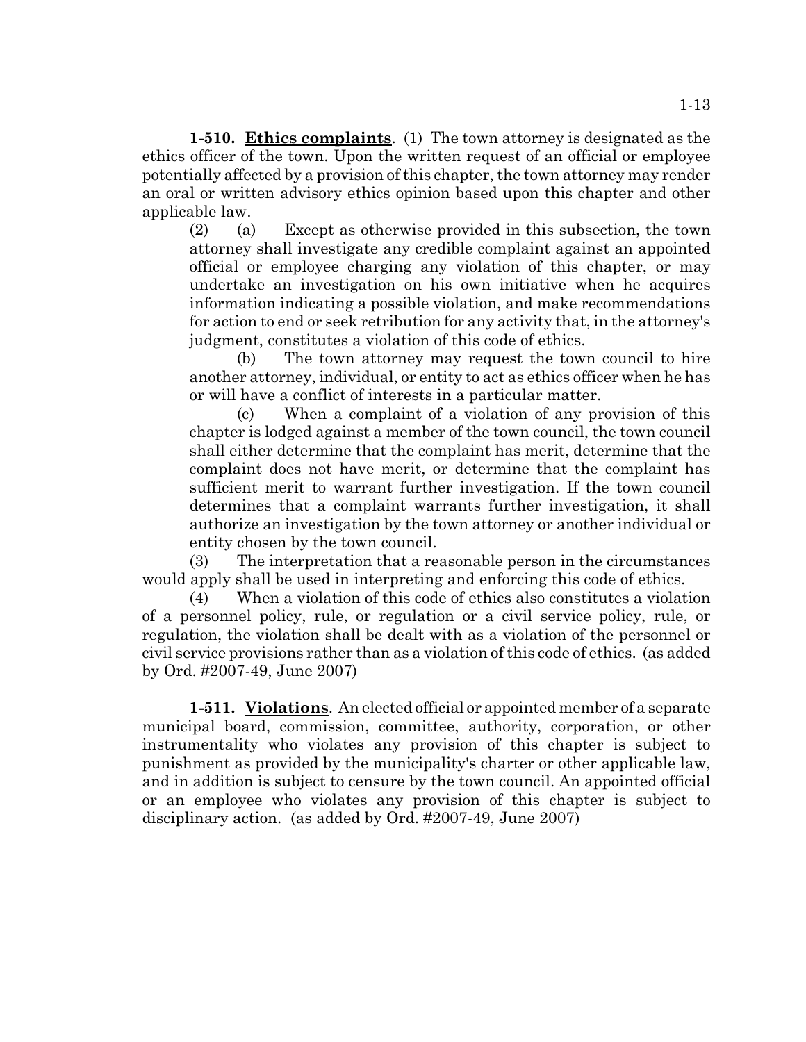**1-510. Ethics complaints**. (1) The town attorney is designated as the ethics officer of the town. Upon the written request of an official or employee potentially affected by a provision of this chapter, the town attorney may render an oral or written advisory ethics opinion based upon this chapter and other applicable law.

(2) (a) Except as otherwise provided in this subsection, the town attorney shall investigate any credible complaint against an appointed official or employee charging any violation of this chapter, or may undertake an investigation on his own initiative when he acquires information indicating a possible violation, and make recommendations for action to end or seek retribution for any activity that, in the attorney's judgment, constitutes a violation of this code of ethics.

(b) The town attorney may request the town council to hire another attorney, individual, or entity to act as ethics officer when he has or will have a conflict of interests in a particular matter.

(c) When a complaint of a violation of any provision of this chapter is lodged against a member of the town council, the town council shall either determine that the complaint has merit, determine that the complaint does not have merit, or determine that the complaint has sufficient merit to warrant further investigation. If the town council determines that a complaint warrants further investigation, it shall authorize an investigation by the town attorney or another individual or entity chosen by the town council.

(3) The interpretation that a reasonable person in the circumstances would apply shall be used in interpreting and enforcing this code of ethics.

(4) When a violation of this code of ethics also constitutes a violation of a personnel policy, rule, or regulation or a civil service policy, rule, or regulation, the violation shall be dealt with as a violation of the personnel or civil service provisions rather than as a violation of this code of ethics. (as added by Ord. #2007-49, June 2007)

**1-511. Violations**. An elected official or appointed member of a separate municipal board, commission, committee, authority, corporation, or other instrumentality who violates any provision of this chapter is subject to punishment as provided by the municipality's charter or other applicable law, and in addition is subject to censure by the town council. An appointed official or an employee who violates any provision of this chapter is subject to disciplinary action. (as added by Ord. #2007-49, June 2007)